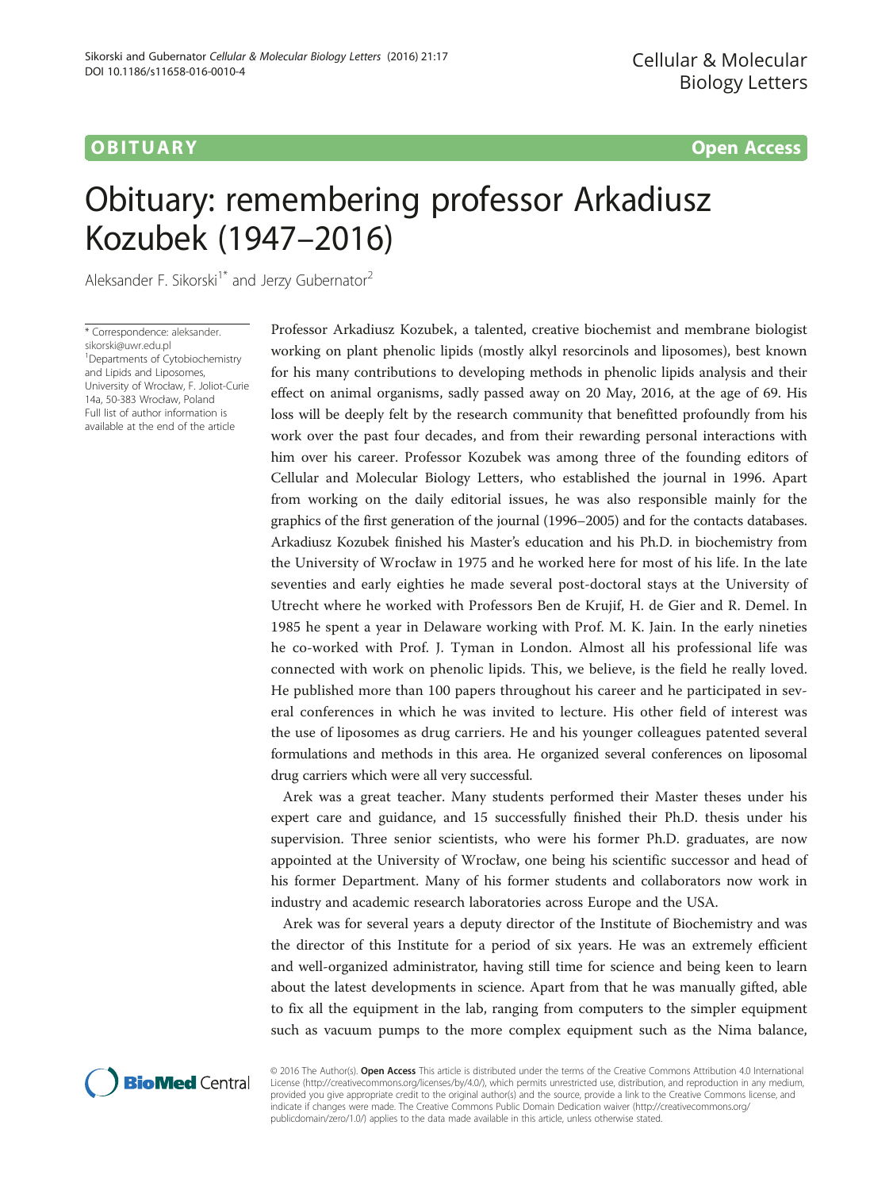OBITUARY Open Access

# Obituary: remembering professor Arkadiusz Kozubek (1947–2016)

Aleksander F. Sikorski[1*] and Jerzy Gubernator[2]

\* Correspondence: aleksander.sikorski@uwr.edu.pl
[1]Departments of Cytobiochemistry and Lipids and Liposomes, University of Wrocław, F. Joliot-Curie 14a, 50-383 Wrocław, Poland
Full list of author information is available at the end of the article

Professor Arkadiusz Kozubek, a talented, creative biochemist and membrane biologist working on plant phenolic lipids (mostly alkyl resorcinols and liposomes), best known for his many contributions to developing methods in phenolic lipids analysis and their effect on animal organisms, sadly passed away on 20 May, 2016, at the age of 69. His loss will be deeply felt by the research community that benefitted profoundly from his work over the past four decades, and from their rewarding personal interactions with him over his career. Professor Kozubek was among three of the founding editors of Cellular and Molecular Biology Letters, who established the journal in 1996. Apart from working on the daily editorial issues, he was also responsible mainly for the graphics of the first generation of the journal (1996–2005) and for the contacts databases. Arkadiusz Kozubek finished his Master's education and his Ph.D. in biochemistry from the University of Wrocław in 1975 and he worked here for most of his life. In the late seventies and early eighties he made several post-doctoral stays at the University of Utrecht where he worked with Professors Ben de Krujif, H. de Gier and R. Demel. In 1985 he spent a year in Delaware working with Prof. M. K. Jain. In the early nineties he co-worked with Prof. J. Tyman in London. Almost all his professional life was connected with work on phenolic lipids. This, we believe, is the field he really loved. He published more than 100 papers throughout his career and he participated in several conferences in which he was invited to lecture. His other field of interest was the use of liposomes as drug carriers. He and his younger colleagues patented several formulations and methods in this area. He organized several conferences on liposomal drug carriers which were all very successful.

Arek was a great teacher. Many students performed their Master theses under his expert care and guidance, and 15 successfully finished their Ph.D. thesis under his supervision. Three senior scientists, who were his former Ph.D. graduates, are now appointed at the University of Wrocław, one being his scientific successor and head of his former Department. Many of his former students and collaborators now work in industry and academic research laboratories across Europe and the USA.

Arek was for several years a deputy director of the Institute of Biochemistry and was the director of this Institute for a period of six years. He was an extremely efficient and well-organized administrator, having still time for science and being keen to learn about the latest developments in science. Apart from that he was manually gifted, able to fix all the equipment in the lab, ranging from computers to the simpler equipment such as vacuum pumps to the more complex equipment such as the Nima balance,

© 2016 The Author(s). **Open Access** This article is distributed under the terms of the Creative Commons Attribution 4.0 International License (http://creativecommons.org/licenses/by/4.0/), which permits unrestricted use, distribution, and reproduction in any medium, provided you give appropriate credit to the original author(s) and the source, provide a link to the Creative Commons license, and indicate if changes were made. The Creative Commons Public Domain Dedication waiver (http://creativecommons.org/publicdomain/zero/1.0/) applies to the data made available in this article, unless otherwise stated.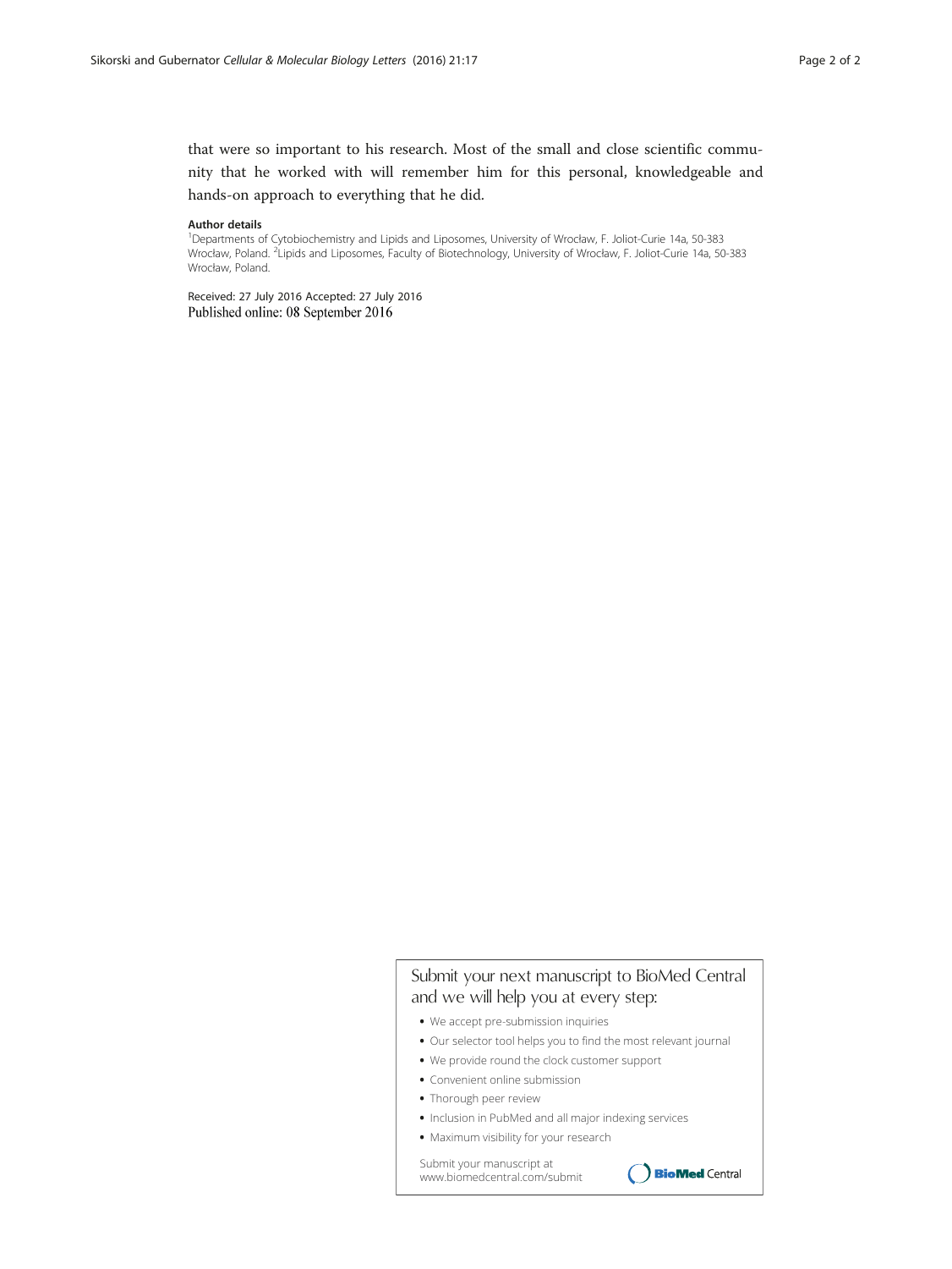that were so important to his research. Most of the small and close scientific community that he worked with will remember him for this personal, knowledgeable and hands-on approach to everything that he did.

#### Author details

[1]Departments of Cytobiochemistry and Lipids and Liposomes, University of Wrocław, F. Joliot-Curie 14a, 50-383 Wrocław, Poland. [2]Lipids and Liposomes, Faculty of Biotechnology, University of Wrocław, F. Joliot-Curie 14a, 50-383 Wrocław, Poland.

Received: 27 July 2016 Accepted: 27 July 2016
Published online: 08 September 2016

Submit your next manuscript to BioMed Central and we will help you at every step:

- We accept pre-submission inquiries
- Our selector tool helps you to find the most relevant journal
- We provide round the clock customer support
- Convenient online submission
- Thorough peer review
- Inclusion in PubMed and all major indexing services
- Maximum visibility for your research

Submit your manuscript at
www.biomedcentral.com/submit

BioMed Central